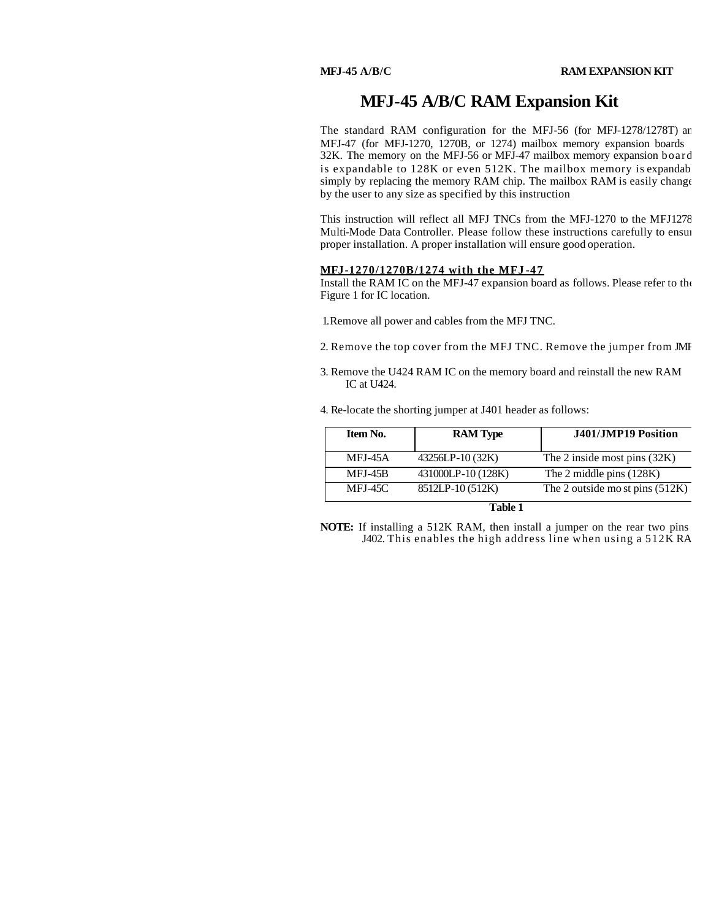# MFJ-45 A/B/C RAM Expansion Kit

The standard RAM configuration for the MFJ-56 (for MFJ-1278/1278T) an MFJ-47 (for MFJ-1270, 1270B, or 1274) mailbox memory expansion boards 32K. The memory on the MFJ-56 or MFJ-47 mailbox memory expansion board is expandable to 128K or even 512K. The mailbox memory is expandab simply by replacing the memory RAM chip. The mailbox RAM is easily change by the user to any size as specified by this instruction

This instruction will reflect all MFJ TNCs from the MFJ-1270 to the MFJ1278 Multi-Mode Data Controller. Please follow these instructions carefully to ensur proper installation. A proper installation will ensure good operation.

## MFJ-1270/1270B/1274 with the MFJ-47

Install the RAM IC on the MFJ-47 expansion board as follows. Please refer to the Figure 1 for IC location.

1. Remove all power and cables from the MFJ TNC.

2. Remove the top cover from the MFJ TNC. Remove the jumper from JMP

3. Remove the U424 RAM IC on the memory board and reinstall the new RAM IC at U424.

4. Re-locate the shorting jumper at J401 header as follows:

| Item No. | RAM Type | J401/JMP19 Position |
|---|---|---|
| MFJ-45A | 43256LP-10 (32K) | The 2 inside most pins (32K) |
| MFJ-45B | 431000LP-10 (128K) | The 2 middle pins (128K) |
| MFJ-45C | 8512LP-10 (512K) | The 2 outside mo st pins (512K) |

**Table 1**

**NOTE:** If installing a 512K RAM, then install a jumper on the rear two pins J402. This enables the high address line when using a 512K RA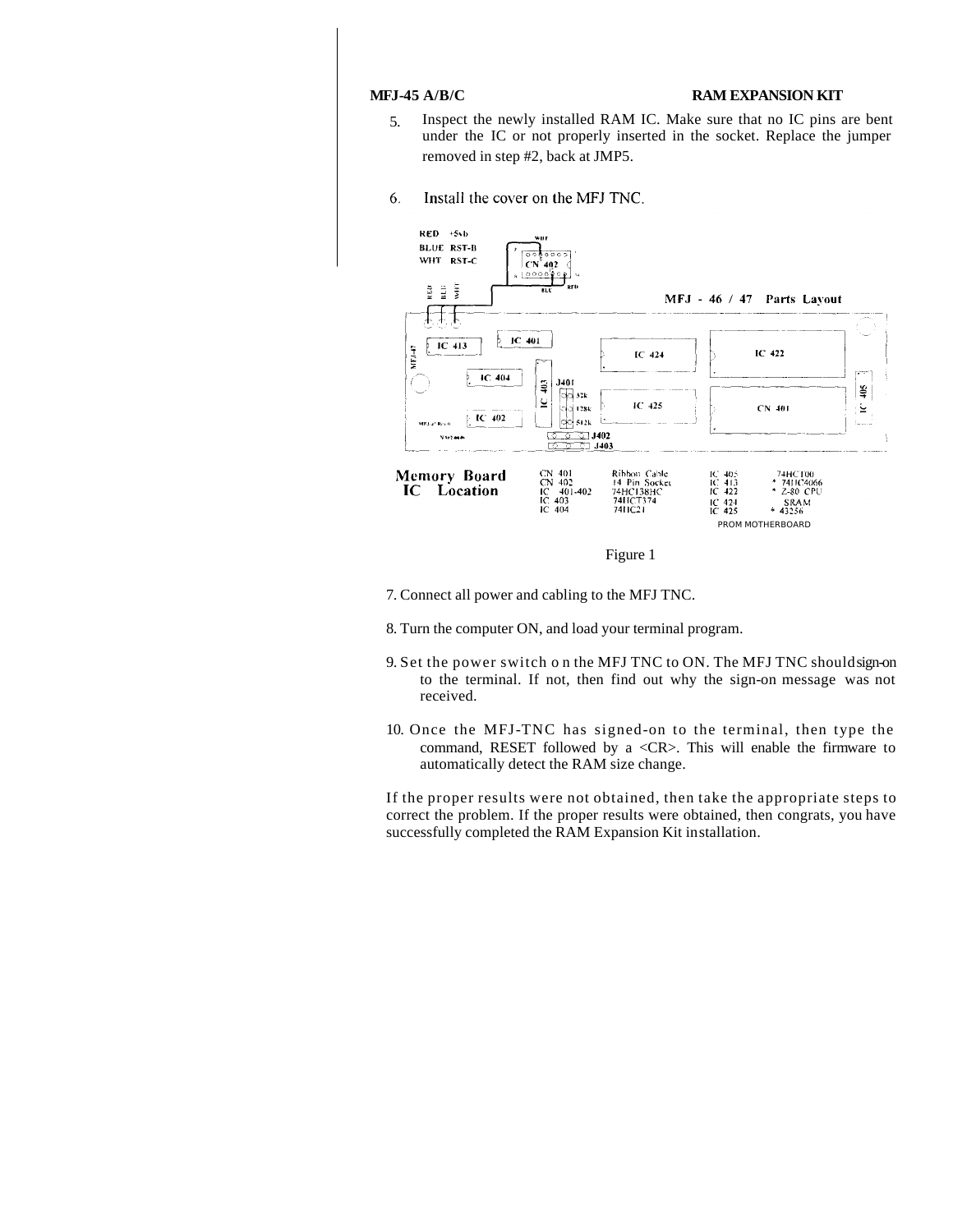5. Inspect the newly installed RAM IC. Make sure that no IC pins are bent under the IC or not properly inserted in the socket. Replace the jumper removed in step #2, back at JMP5.

6. Install the cover on the MFJ TNC.

RED +5vb
BLUE RST-B
WHT RST-C

MFJ - 46 / 47 Parts Layout

**Memory Board IC Location**

| | | | |
|---|---|---|---|
| CN 401 | Ribbon Cable | IC 405 | 74HC100 |
| CN 402 | 14 Pin Socket | IC 413 | * 74HC4066 |
| IC 401-402 | 74HC138HC | IC 422 | * Z-80 CPU |
| IC 403 | 74HCT374 | IC 424 | SRAM |
| IC 404 | 74HC21 | IC 425 | * 43256 |

PROM MOTHERBOARD

Figure 1

7. Connect all power and cabling to the MFJ TNC.

8. Turn the computer ON, and load your terminal program.

9. Set the power switch on the MFJ TNC to ON. The MFJ TNC should sign-on to the terminal. If not, then find out why the sign-on message was not received.

10. Once the MFJ-TNC has signed-on to the terminal, then type the command, RESET followed by a <CR>. This will enable the firmware to automatically detect the RAM size change.

If the proper results were not obtained, then take the appropriate steps to correct the problem. If the proper results were obtained, then congrats, you have successfully completed the RAM Expansion Kit installation.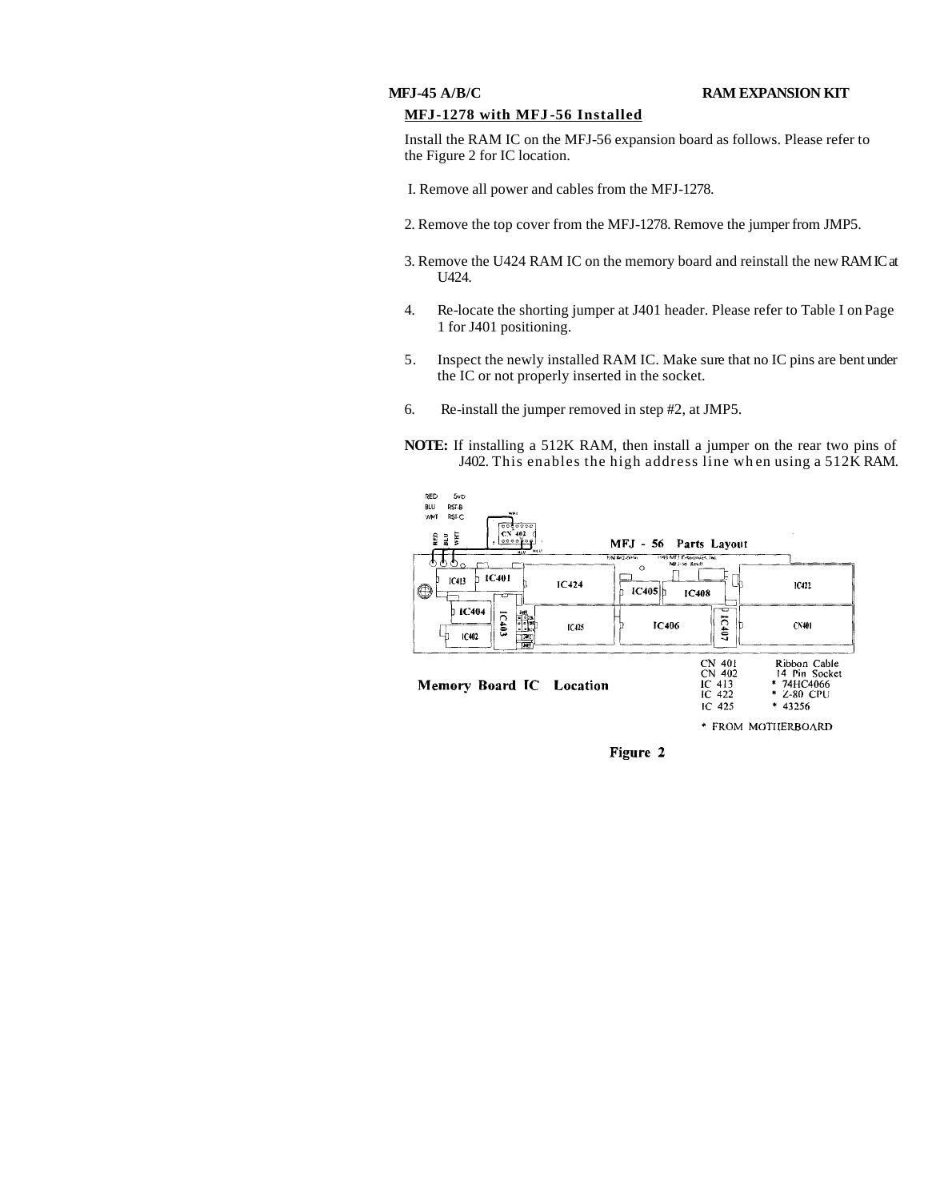## MFJ-1278 with MFJ-56 Installed

Install the RAM IC on the MFJ-56 expansion board as follows. Please refer to the Figure 2 for IC location.

I. Remove all power and cables from the MFJ-1278.

2. Remove the top cover from the MFJ-1278. Remove the jumper from JMP5.

3. Remove the U424 RAM IC on the memory board and reinstall the new RAM IC at U424.

4. Re-locate the shorting jumper at J401 header. Please refer to Table I on Page 1 for J401 positioning.

5. Inspect the newly installed RAM IC. Make sure that no IC pins are bent under the IC or not properly inserted in the socket.

6. Re-install the jumper removed in step #2, at JMP5.

**NOTE:** If installing a 512K RAM, then install a jumper on the rear two pins of J402. This enables the high address line when using a 512K RAM.

MFJ - 56 Parts Layout

Memory Board IC Location

| | |
|---|---|
| CN 401 | Ribbon Cable |
| CN 402 | 14 Pin Socket |
| IC 413 | * 74HC4066 |
| IC 422 | * Z-80 CPU |
| IC 425 | * 43256 |

\* FROM MOTHERBOARD

**Figure 2**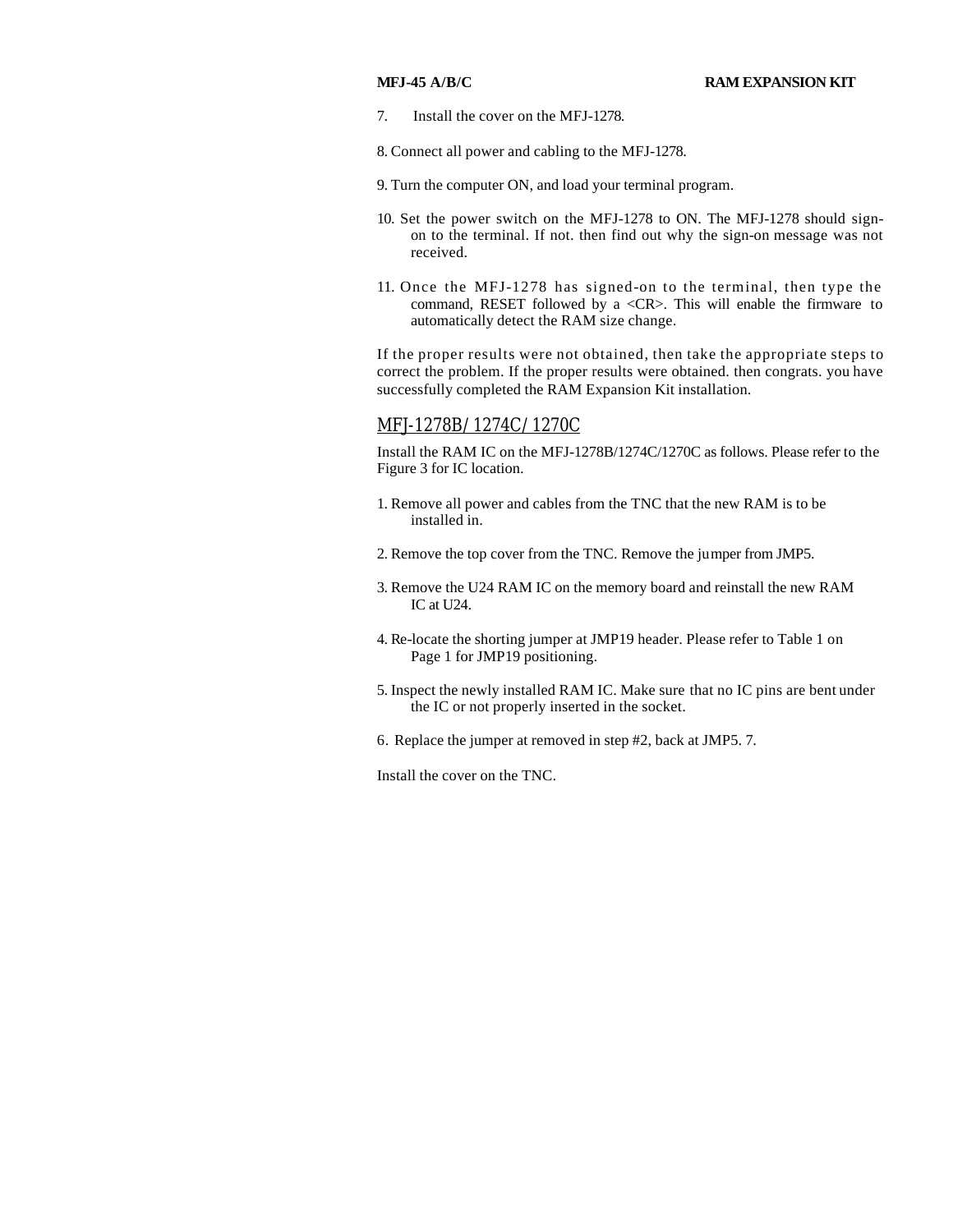7. Install the cover on the MFJ-1278.

8. Connect all power and cabling to the MFJ-1278.

9. Turn the computer ON, and load your terminal program.

10. Set the power switch on the MFJ-1278 to ON. The MFJ-1278 should sign-on to the terminal. If not. then find out why the sign-on message was not received.

11. Once the MFJ-1278 has signed-on to the terminal, then type the command, RESET followed by a <CR>. This will enable the firmware to automatically detect the RAM size change.

If the proper results were not obtained, then take the appropriate steps to correct the problem. If the proper results were obtained. then congrats. you have successfully completed the RAM Expansion Kit installation.

## MFJ-1278B/ 1274C/ 1270C

Install the RAM IC on the MFJ-1278B/1274C/1270C as follows. Please refer to the Figure 3 for IC location.

1. Remove all power and cables from the TNC that the new RAM is to be installed in.

2. Remove the top cover from the TNC. Remove the jumper from JMP5.

3. Remove the U24 RAM IC on the memory board and reinstall the new RAM IC at U24.

4. Re-locate the shorting jumper at JMP19 header. Please refer to Table 1 on Page 1 for JMP19 positioning.

5. Inspect the newly installed RAM IC. Make sure that no IC pins are bent under the IC or not properly inserted in the socket.

6. Replace the jumper at removed in step #2, back at JMP5. 7.

Install the cover on the TNC.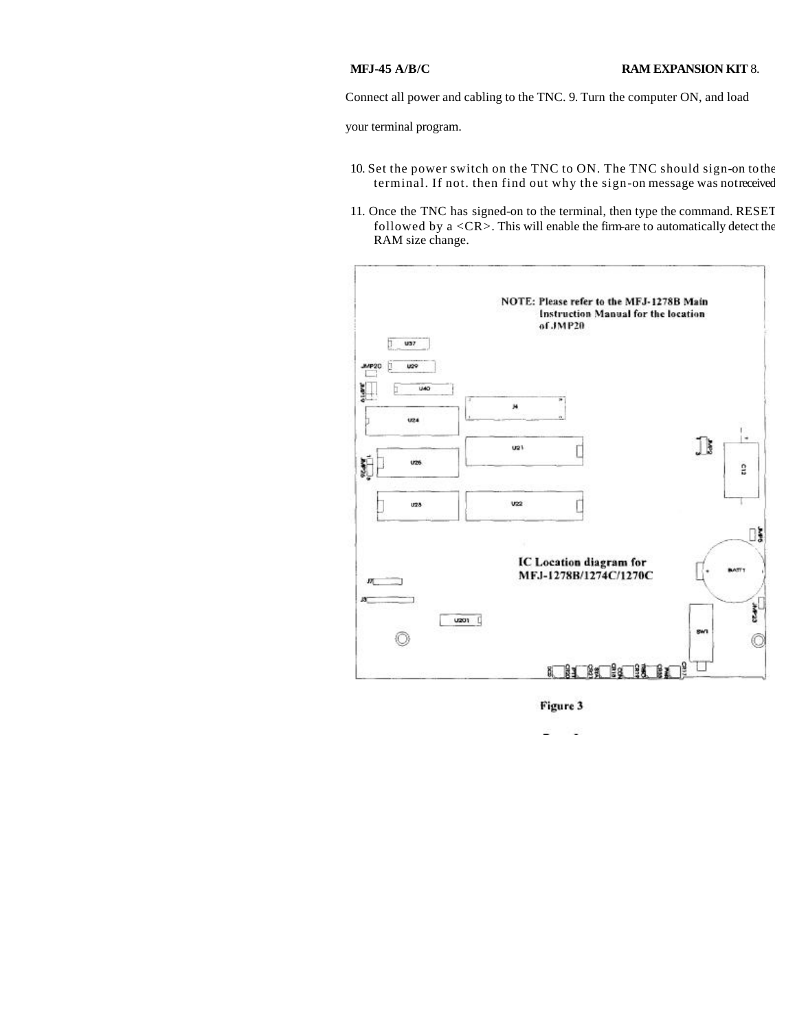8. Connect all power and cabling to the TNC.

9. Turn the computer ON, and load your terminal program.

10. Set the power switch on the TNC to ON. The TNC should sign-on to the terminal. If not. then find out why the sign-on message was not received

11. Once the TNC has signed-on to the terminal, then type the command. RESET followed by a <CR>. This will enable the firm-are to automatically detect the RAM size change.

NOTE: Please refer to the MFJ-1278B Main Instruction Manual for the location of JMP20

IC Location diagram for MFJ-1278B/1274C/1270C

Figure 3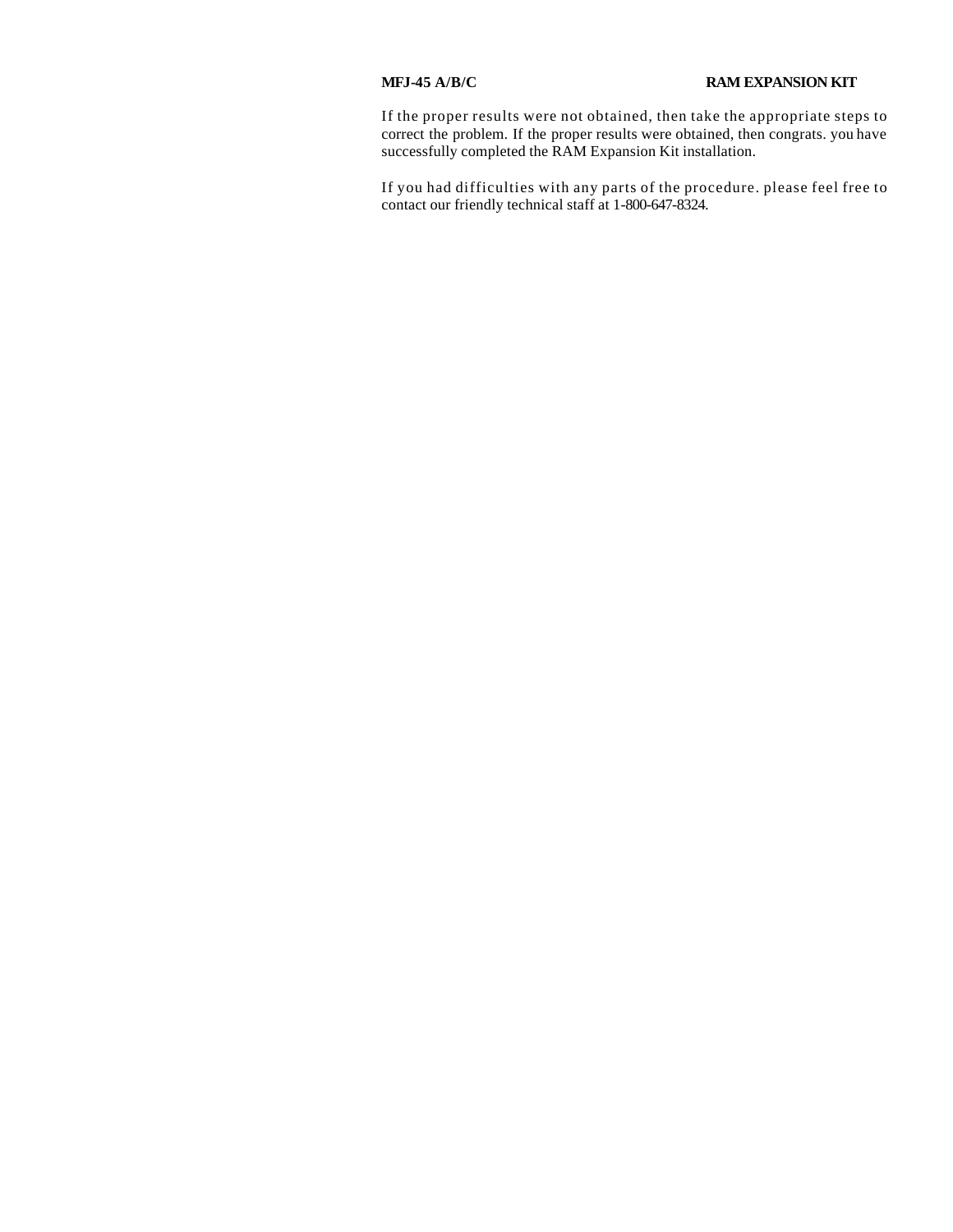If the proper results were not obtained, then take the appropriate steps to correct the problem. If the proper results were obtained, then congrats. you have successfully completed the RAM Expansion Kit installation.

If you had difficulties with any parts of the procedure. please feel free to contact our friendly technical staff at 1-800-647-8324.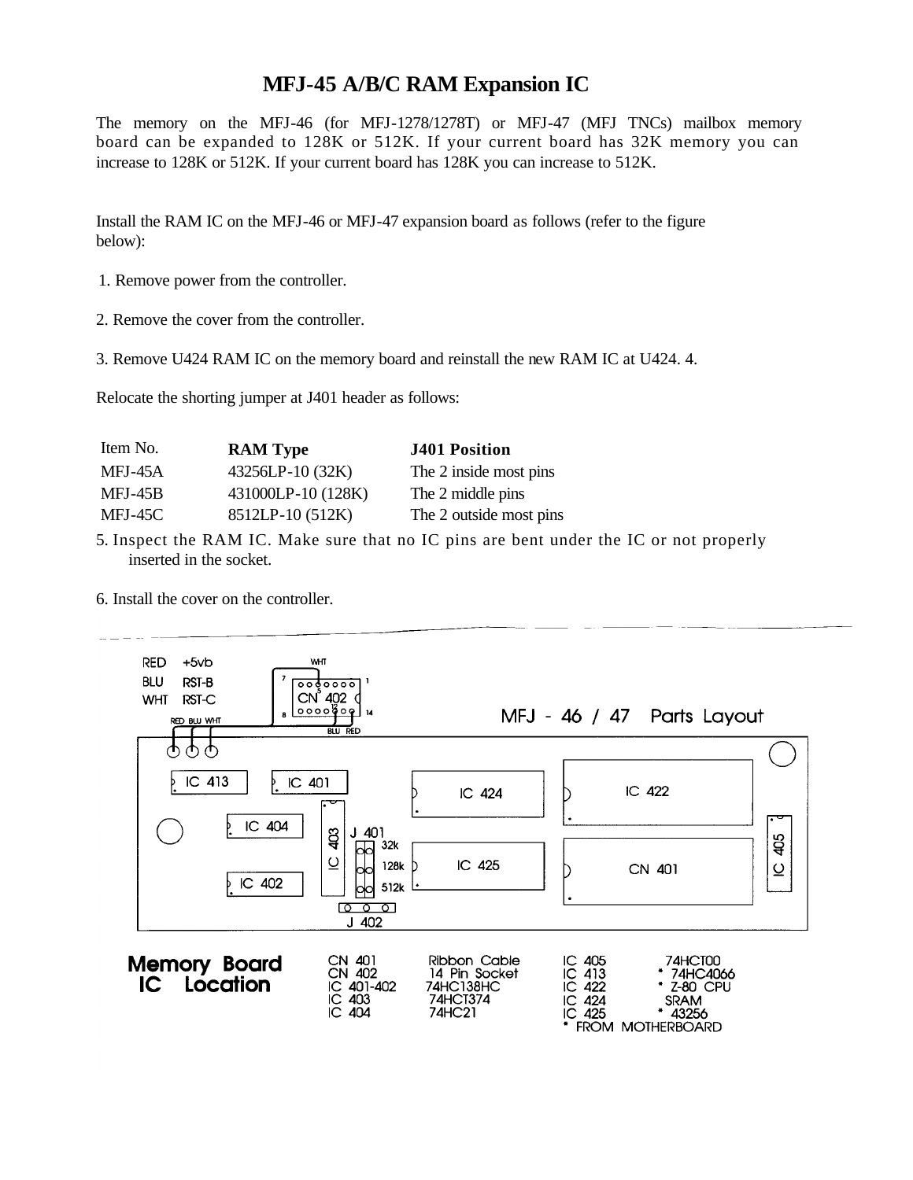# MFJ-45 A/B/C RAM Expansion IC

The memory on the MFJ-46 (for MFJ-1278/1278T) or MFJ-47 (MFJ TNCs) mailbox memory board can be expanded to 128K or 512K. If your current board has 32K memory you can increase to 128K or 512K. If your current board has 128K you can increase to 512K.

Install the RAM IC on the MFJ-46 or MFJ-47 expansion board as follows (refer to the figure below):

1. Remove power from the controller.

2. Remove the cover from the controller.

3. Remove U424 RAM IC on the memory board and reinstall the new RAM IC at U424. 4.

Relocate the shorting jumper at J401 header as follows:

| Item No. | RAM Type | J401 Position |
|---|---|---|
| MFJ-45A | 43256LP-10 (32K) | The 2 inside most pins |
| MFJ-45B | 431000LP-10 (128K) | The 2 middle pins |
| MFJ-45C | 8512LP-10 (512K) | The 2 outside most pins |

5. Inspect the RAM IC. Make sure that no IC pins are bent under the IC or not properly inserted in the socket.

6. Install the cover on the controller.

MFJ - 46 / 47 Parts Layout

RED +5vb
BLU RST-B
WHT RST-C

WHT
CN 402
BLU RED
RED BLU WHT

IC 413
IC 401
IC 404
IC 402
IC 403
J 401
32k
128k
512k
J 402
IC 424
IC 425
IC 422
CN 401
IC 405

**Memory Board IC Location**

| | | | |
|---|---|---|---|
| CN 401 | Ribbon Cable | IC 405 | 74HCT00 |
| CN 402 | 14 Pin Socket | IC 413 | * 74HC4066 |
| IC 401-402 | 74HC138HC | IC 422 | * Z-80 CPU |
| IC 403 | 74HCT374 | IC 424 | SRAM |
| IC 404 | 74HC21 | IC 425 | * 43256 |

\* FROM MOTHERBOARD